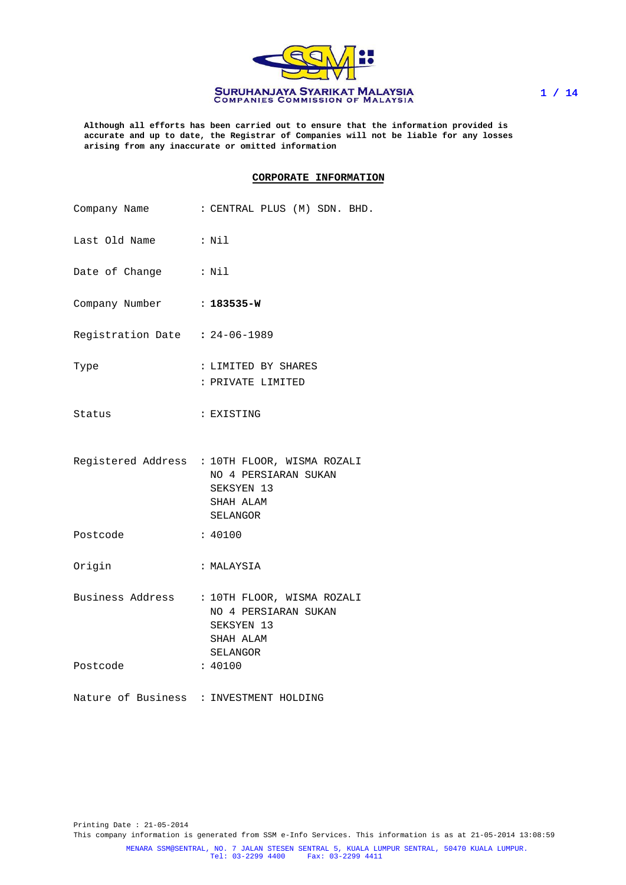**SURUHANJAYA SYARIKAT MALAYSIA**
**COMPANIES COMMISSION OF MALAYSIA**

**Although all efforts has been carried out to ensure that the information provided is accurate and up to date, the Registrar of Companies will not be liable for any losses arising from any inaccurate or omitted information**

## CORPORATE INFORMATION

| | |
|---|---|
| Company Name | : CENTRAL PLUS (M) SDN. BHD. |
| Last Old Name | : Nil |
| Date of Change | : Nil |
| Company Number | : **183535-W** |
| Registration Date | : 24-06-1989 |
| Type | : LIMITED BY SHARES<br>: PRIVATE LIMITED |
| Status | : EXISTING |
| Registered Address | : 10TH FLOOR, WISMA ROZALI<br>NO 4 PERSIARAN SUKAN<br>SEKSYEN 13<br>SHAH ALAM<br>SELANGOR |
| Postcode | : 40100 |
| Origin | : MALAYSIA |
| Business Address | : 10TH FLOOR, WISMA ROZALI<br>NO 4 PERSIARAN SUKAN<br>SEKSYEN 13<br>SHAH ALAM<br>SELANGOR |
| Postcode | : 40100 |
| Nature of Business | : INVESTMENT HOLDING |

Printing Date : 21-05-2014

This company information is generated from SSM e-Info Services. This information is as at 21-05-2014 13:08:59

MENARA SSM@SENTRAL, NO. 7 JALAN STESEN SENTRAL 5, KUALA LUMPUR SENTRAL, 50470 KUALA LUMPUR.
Tel: 03-2299 4400 Fax: 03-2299 4411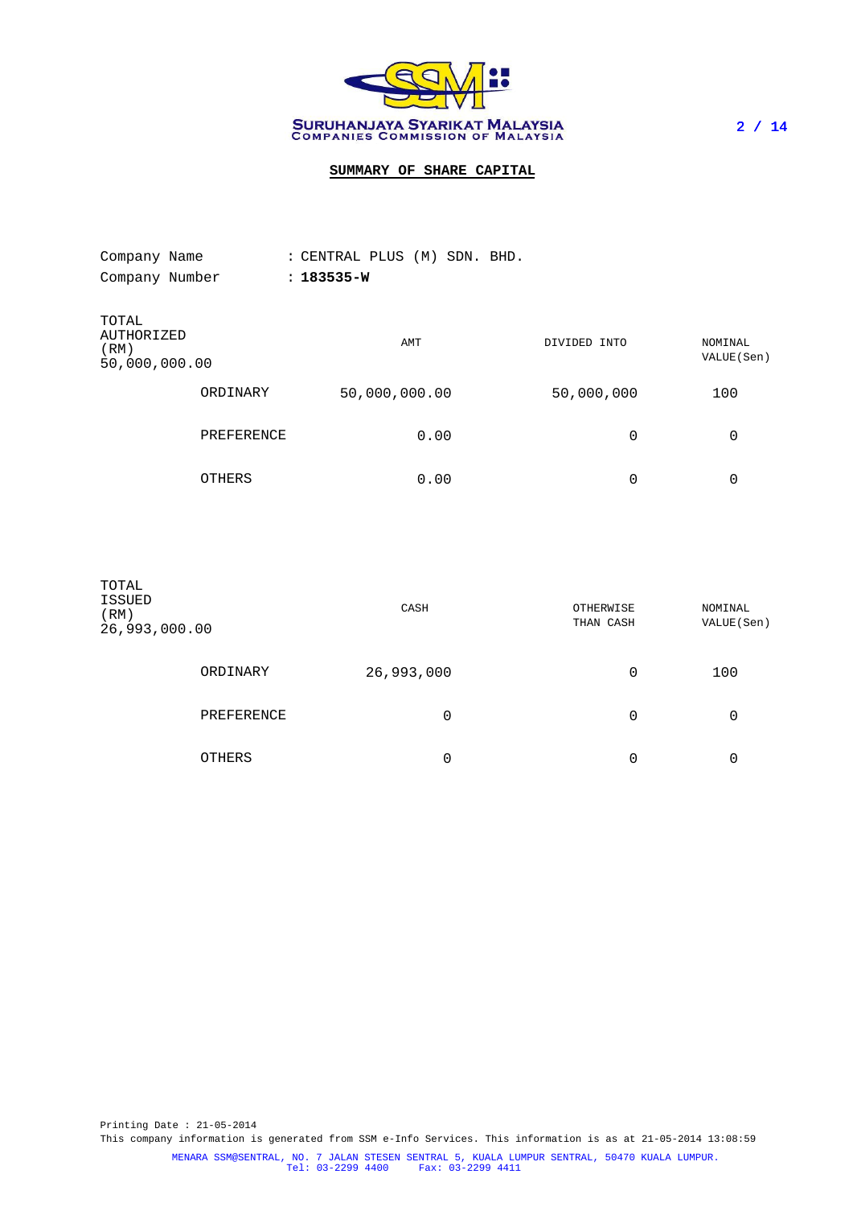## SUMMARY OF SHARE CAPITAL

Company Name : CENTRAL PLUS (M) SDN. BHD.
Company Number : **183535-W**

| TOTAL AUTHORIZED (RM) 50,000,000.00 | | AMT | DIVIDED INTO | NOMINAL VALUE(Sen) |
|---|---|---|---|---|
| | ORDINARY | 50,000,000.00 | 50,000,000 | 100 |
| | PREFERENCE | 0.00 | 0 | 0 |
| | OTHERS | 0.00 | 0 | 0 |

| TOTAL ISSUED (RM) 26,993,000.00 | | CASH | OTHERWISE THAN CASH | NOMINAL VALUE(Sen) |
|---|---|---|---|---|
| | ORDINARY | 26,993,000 | 0 | 100 |
| | PREFERENCE | 0 | 0 | 0 |
| | OTHERS | 0 | 0 | 0 |

Printing Date : 21-05-2014
This company information is generated from SSM e-Info Services. This information is as at 21-05-2014 13:08:59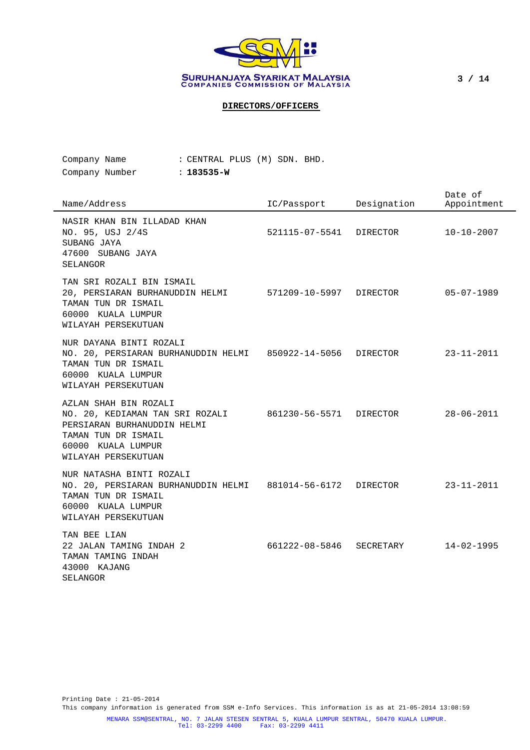SURUHANJAYA SYARIKAT MALAYSIA
COMPANIES COMMISSION OF MALAYSIA

## DIRECTORS/OFFICERS

Company Name : CENTRAL PLUS (M) SDN. BHD.
Company Number : **183535-W**

| Name/Address | IC/Passport | Designation | Date of Appointment |
|---|---|---|---|
| NASIR KHAN BIN ILLADAD KHAN<br>NO. 95, USJ 2/4S<br>SUBANG JAYA<br>47600 SUBANG JAYA<br>SELANGOR | 521115-07-5541 | DIRECTOR | 10-10-2007 |
| TAN SRI ROZALI BIN ISMAIL<br>20, PERSIARAN BURHANUDDIN HELMI<br>TAMAN TUN DR ISMAIL<br>60000 KUALA LUMPUR<br>WILAYAH PERSEKUTUAN | 571209-10-5997 | DIRECTOR | 05-07-1989 |
| NUR DAYANA BINTI ROZALI<br>NO. 20, PERSIARAN BURHANUDDIN HELMI<br>TAMAN TUN DR ISMAIL<br>60000 KUALA LUMPUR<br>WILAYAH PERSEKUTUAN | 850922-14-5056 | DIRECTOR | 23-11-2011 |
| AZLAN SHAH BIN ROZALI<br>NO. 20, KEDIAMAN TAN SRI ROZALI<br>PERSIARAN BURHANUDDIN HELMI<br>TAMAN TUN DR ISMAIL<br>60000 KUALA LUMPUR<br>WILAYAH PERSEKUTUAN | 861230-56-5571 | DIRECTOR | 28-06-2011 |
| NUR NATASHA BINTI ROZALI<br>NO. 20, PERSIARAN BURHANUDDIN HELMI<br>TAMAN TUN DR ISMAIL<br>60000 KUALA LUMPUR<br>WILAYAH PERSEKUTUAN | 881014-56-6172 | DIRECTOR | 23-11-2011 |
| TAN BEE LIAN<br>22 JALAN TAMING INDAH 2<br>TAMAN TAMING INDAH<br>43000 KAJANG<br>SELANGOR | 661222-08-5846 | SECRETARY | 14-02-1995 |

Printing Date : 21-05-2014
This company information is generated from SSM e-Info Services. This information is as at 21-05-2014 13:08:59

MENARA SSM@SENTRAL, NO. 7 JALAN STESEN SENTRAL 5, KUALA LUMPUR SENTRAL, 50470 KUALA LUMPUR.
Tel: 03-2299 4400 Fax: 03-2299 4411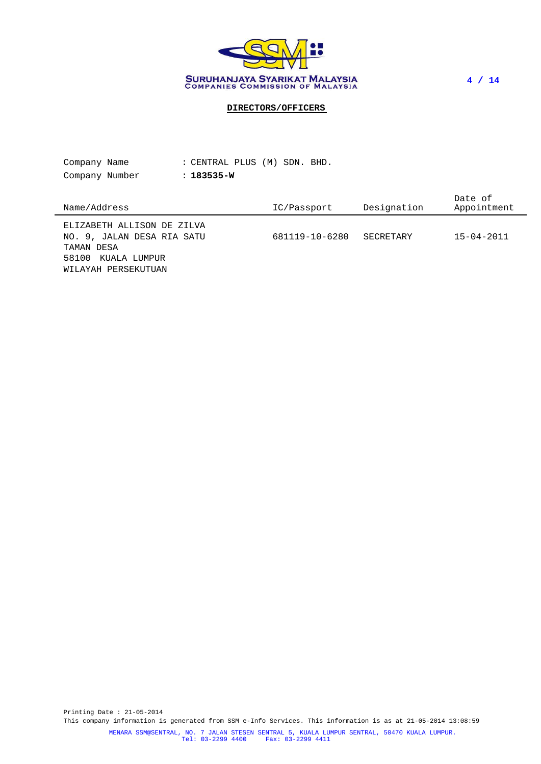SURUHANJAYA SYARIKAT MALAYSIA
COMPANIES COMMISSION OF MALAYSIA

## DIRECTORS/OFFICERS

Company Name : CENTRAL PLUS (M) SDN. BHD.
Company Number : **183535-W**

| Name/Address | IC/Passport | Designation | Date of Appointment |
|---|---|---|---|
| ELIZABETH ALLISON DE ZILVA<br>NO. 9, JALAN DESA RIA SATU<br>TAMAN DESA<br>58100 KUALA LUMPUR<br>WILAYAH PERSEKUTUAN | 681119-10-6280 | SECRETARY | 15-04-2011 |

Printing Date : 21-05-2014
This company information is generated from SSM e-Info Services. This information is as at 21-05-2014 13:08:59

MENARA SSM@SENTRAL, NO. 7 JALAN STESEN SENTRAL 5, KUALA LUMPUR SENTRAL, 50470 KUALA LUMPUR.
Tel: 03-2299 4400 Fax: 03-2299 4411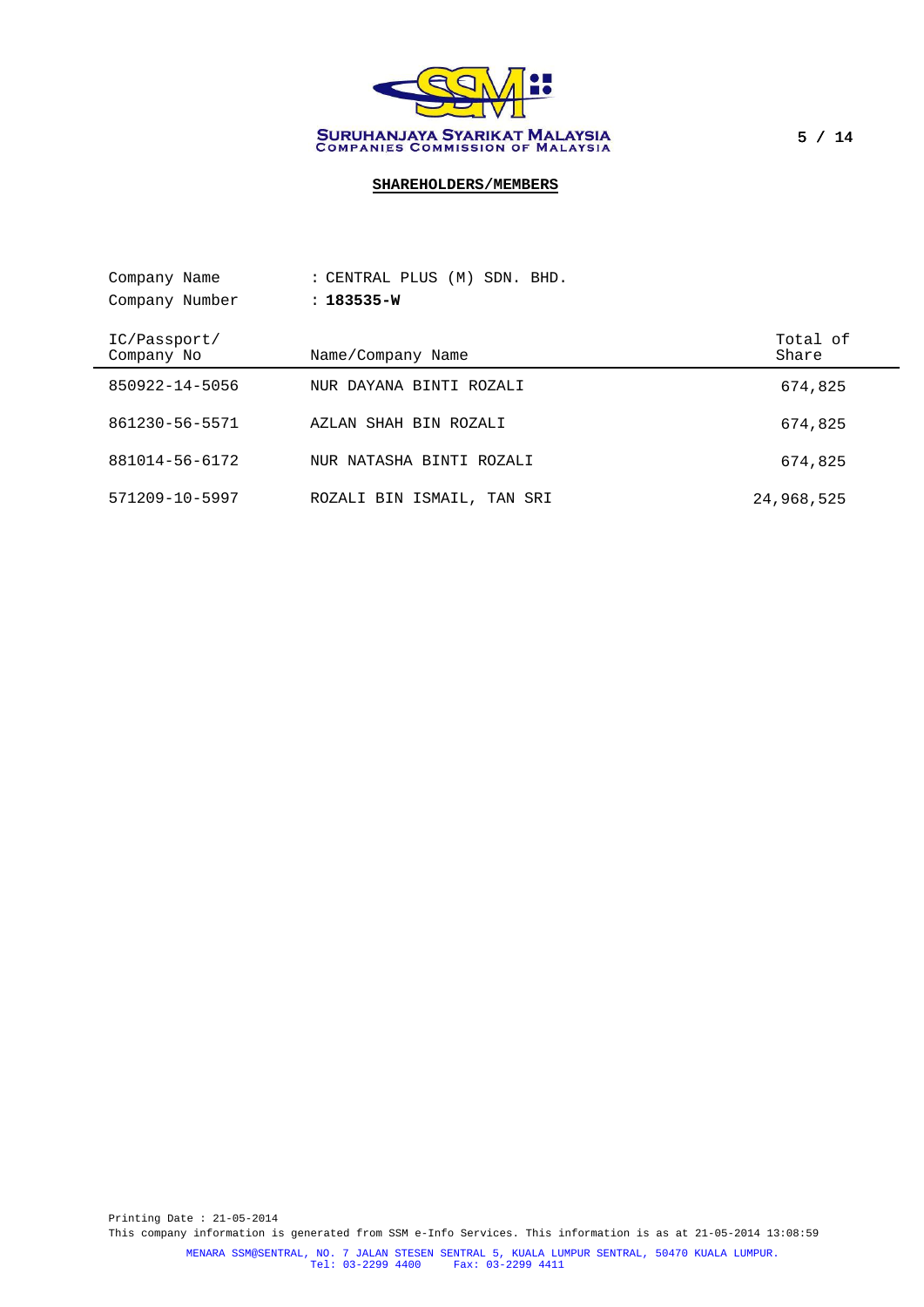SURUHANJAYA SYARIKAT MALAYSIA
COMPANIES COMMISSION OF MALAYSIA

## SHAREHOLDERS/MEMBERS

Company Name : CENTRAL PLUS (M) SDN. BHD.
Company Number : **183535-W**

| IC/Passport/ Company No | Name/Company Name | Total of Share |
|---|---|---|
| 850922-14-5056 | NUR DAYANA BINTI ROZALI | 674,825 |
| 861230-56-5571 | AZLAN SHAH BIN ROZALI | 674,825 |
| 881014-56-6172 | NUR NATASHA BINTI ROZALI | 674,825 |
| 571209-10-5997 | ROZALI BIN ISMAIL, TAN SRI | 24,968,525 |

Printing Date : 21-05-2014
This company information is generated from SSM e-Info Services. This information is as at 21-05-2014 13:08:59

MENARA SSM@SENTRAL, NO. 7 JALAN STESEN SENTRAL 5, KUALA LUMPUR SENTRAL, 50470 KUALA LUMPUR.
Tel: 03-2299 4400 Fax: 03-2299 4411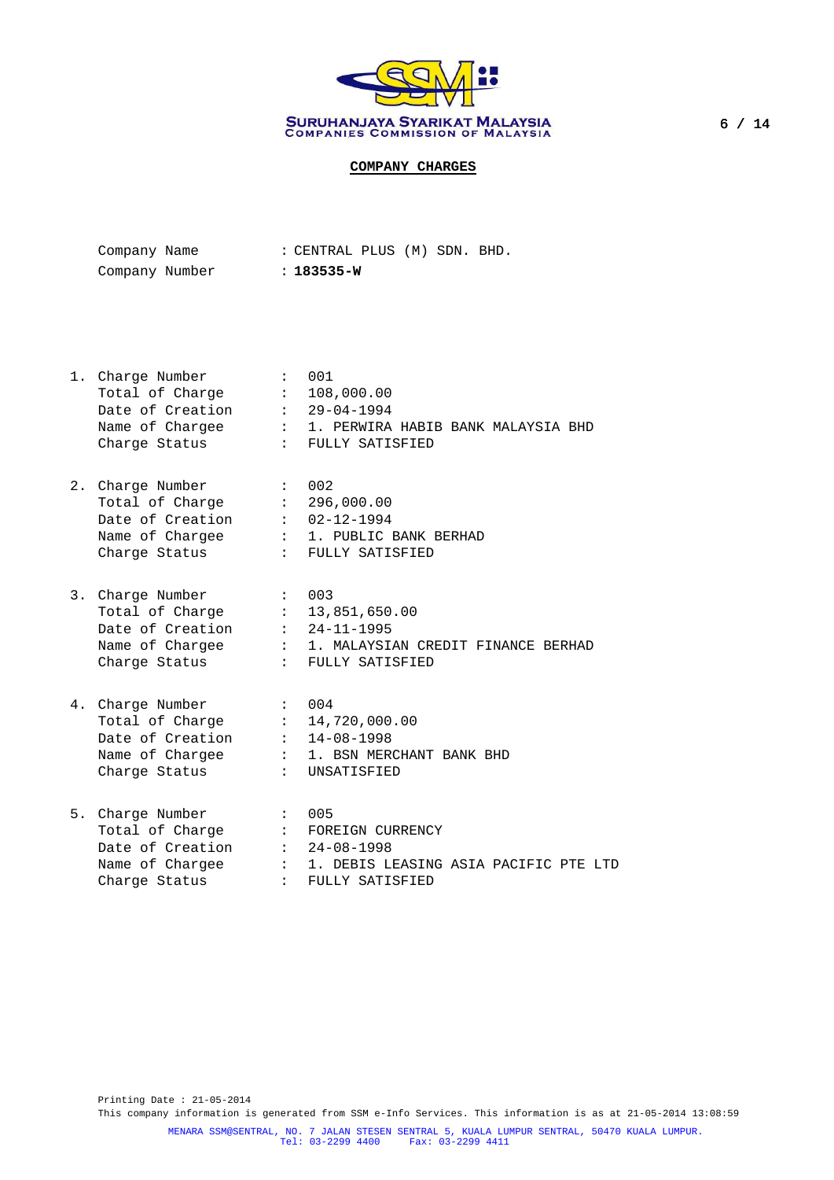## COMPANY CHARGES

Company Name : CENTRAL PLUS (M) SDN. BHD.
Company Number : **183535-W**

1. Charge Number : 001
   Total of Charge : 108,000.00
   Date of Creation : 29-04-1994
   Name of Chargee : 1. PERWIRA HABIB BANK MALAYSIA BHD
   Charge Status : FULLY SATISFIED

2. Charge Number : 002
   Total of Charge : 296,000.00
   Date of Creation : 02-12-1994
   Name of Chargee : 1. PUBLIC BANK BERHAD
   Charge Status : FULLY SATISFIED

3. Charge Number : 003
   Total of Charge : 13,851,650.00
   Date of Creation : 24-11-1995
   Name of Chargee : 1. MALAYSIAN CREDIT FINANCE BERHAD
   Charge Status : FULLY SATISFIED

4. Charge Number : 004
   Total of Charge : 14,720,000.00
   Date of Creation : 14-08-1998
   Name of Chargee : 1. BSN MERCHANT BANK BHD
   Charge Status : UNSATISFIED

5. Charge Number : 005
   Total of Charge : FOREIGN CURRENCY
   Date of Creation : 24-08-1998
   Name of Chargee : 1. DEBIS LEASING ASIA PACIFIC PTE LTD
   Charge Status : FULLY SATISFIED

Printing Date : 21-05-2014
This company information is generated from SSM e-Info Services. This information is as at 21-05-2014 13:08:59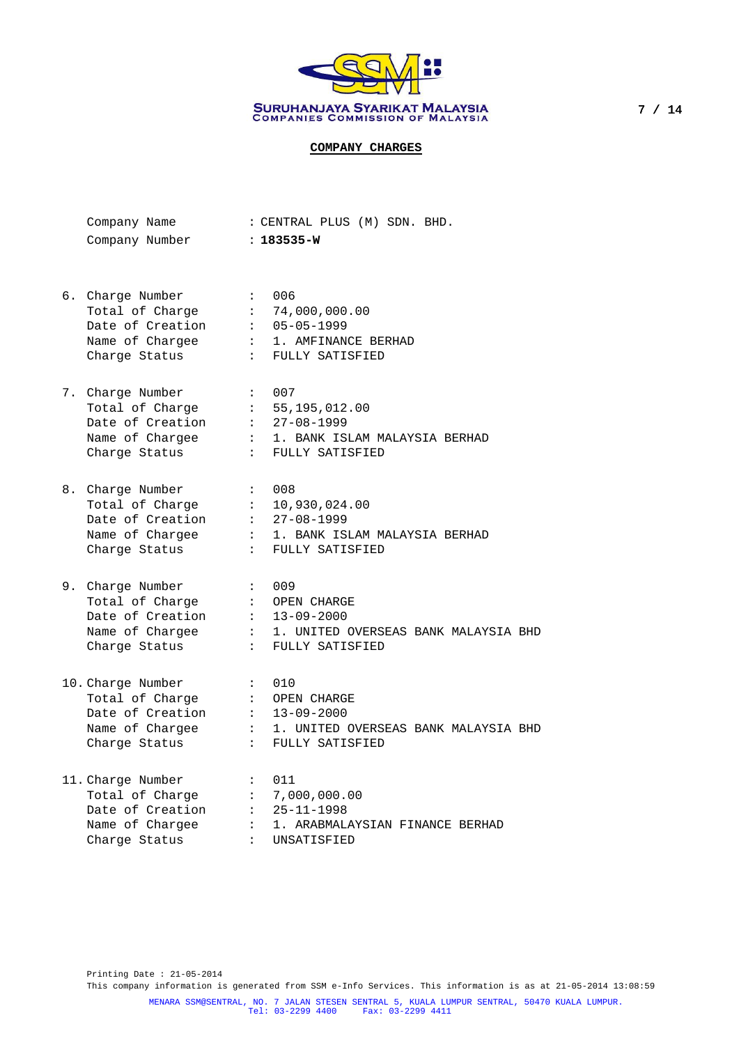**SURUHANJAYA SYARIKAT MALAYSIA**
**COMPANIES COMMISSION OF MALAYSIA**

## COMPANY CHARGES

Company Name : CENTRAL PLUS (M) SDN. BHD.
Company Number : **183535-W**

6. Charge Number : 006
   Total of Charge : 74,000,000.00
   Date of Creation : 05-05-1999
   Name of Chargee : 1. AMFINANCE BERHAD
   Charge Status : FULLY SATISFIED

7. Charge Number : 007
   Total of Charge : 55,195,012.00
   Date of Creation : 27-08-1999
   Name of Chargee : 1. BANK ISLAM MALAYSIA BERHAD
   Charge Status : FULLY SATISFIED

8. Charge Number : 008
   Total of Charge : 10,930,024.00
   Date of Creation : 27-08-1999
   Name of Chargee : 1. BANK ISLAM MALAYSIA BERHAD
   Charge Status : FULLY SATISFIED

9. Charge Number : 009
   Total of Charge : OPEN CHARGE
   Date of Creation : 13-09-2000
   Name of Chargee : 1. UNITED OVERSEAS BANK MALAYSIA BHD
   Charge Status : FULLY SATISFIED

10. Charge Number : 010
    Total of Charge : OPEN CHARGE
    Date of Creation : 13-09-2000
    Name of Chargee : 1. UNITED OVERSEAS BANK MALAYSIA BHD
    Charge Status : FULLY SATISFIED

11. Charge Number : 011
    Total of Charge : 7,000,000.00
    Date of Creation : 25-11-1998
    Name of Chargee : 1. ARABMALAYSIAN FINANCE BERHAD
    Charge Status : UNSATISFIED

Printing Date : 21-05-2014
This company information is generated from SSM e-Info Services. This information is as at 21-05-2014 13:08:59

MENARA SSM@SENTRAL, NO. 7 JALAN STESEN SENTRAL 5, KUALA LUMPUR SENTRAL, 50470 KUALA LUMPUR.
Tel: 03-2299 4400 Fax: 03-2299 4411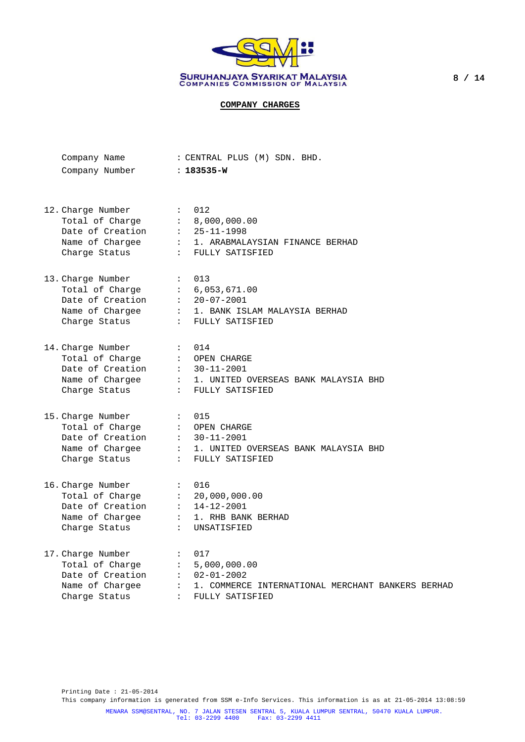SURUHANJAYA SYARIKAT MALAYSIA
COMPANIES COMMISSION OF MALAYSIA

## COMPANY CHARGES

Company Name : CENTRAL PLUS (M) SDN. BHD.
Company Number : **183535-W**

12. Charge Number : 012
    Total of Charge : 8,000,000.00
    Date of Creation : 25-11-1998
    Name of Chargee : 1. ARABMALAYSIAN FINANCE BERHAD
    Charge Status : FULLY SATISFIED

13. Charge Number : 013
    Total of Charge : 6,053,671.00
    Date of Creation : 20-07-2001
    Name of Chargee : 1. BANK ISLAM MALAYSIA BERHAD
    Charge Status : FULLY SATISFIED

14. Charge Number : 014
    Total of Charge : OPEN CHARGE
    Date of Creation : 30-11-2001
    Name of Chargee : 1. UNITED OVERSEAS BANK MALAYSIA BHD
    Charge Status : FULLY SATISFIED

15. Charge Number : 015
    Total of Charge : OPEN CHARGE
    Date of Creation : 30-11-2001
    Name of Chargee : 1. UNITED OVERSEAS BANK MALAYSIA BHD
    Charge Status : FULLY SATISFIED

16. Charge Number : 016
    Total of Charge : 20,000,000.00
    Date of Creation : 14-12-2001
    Name of Chargee : 1. RHB BANK BERHAD
    Charge Status : UNSATISFIED

17. Charge Number : 017
    Total of Charge : 5,000,000.00
    Date of Creation : 02-01-2002
    Name of Chargee : 1. COMMERCE INTERNATIONAL MERCHANT BANKERS BERHAD
    Charge Status : FULLY SATISFIED

Printing Date : 21-05-2014
This company information is generated from SSM e-Info Services. This information is as at 21-05-2014 13:08:59

MENARA SSM@SENTRAL, NO. 7 JALAN STESEN SENTRAL 5, KUALA LUMPUR SENTRAL, 50470 KUALA LUMPUR.
Tel: 03-2299 4400 Fax: 03-2299 4411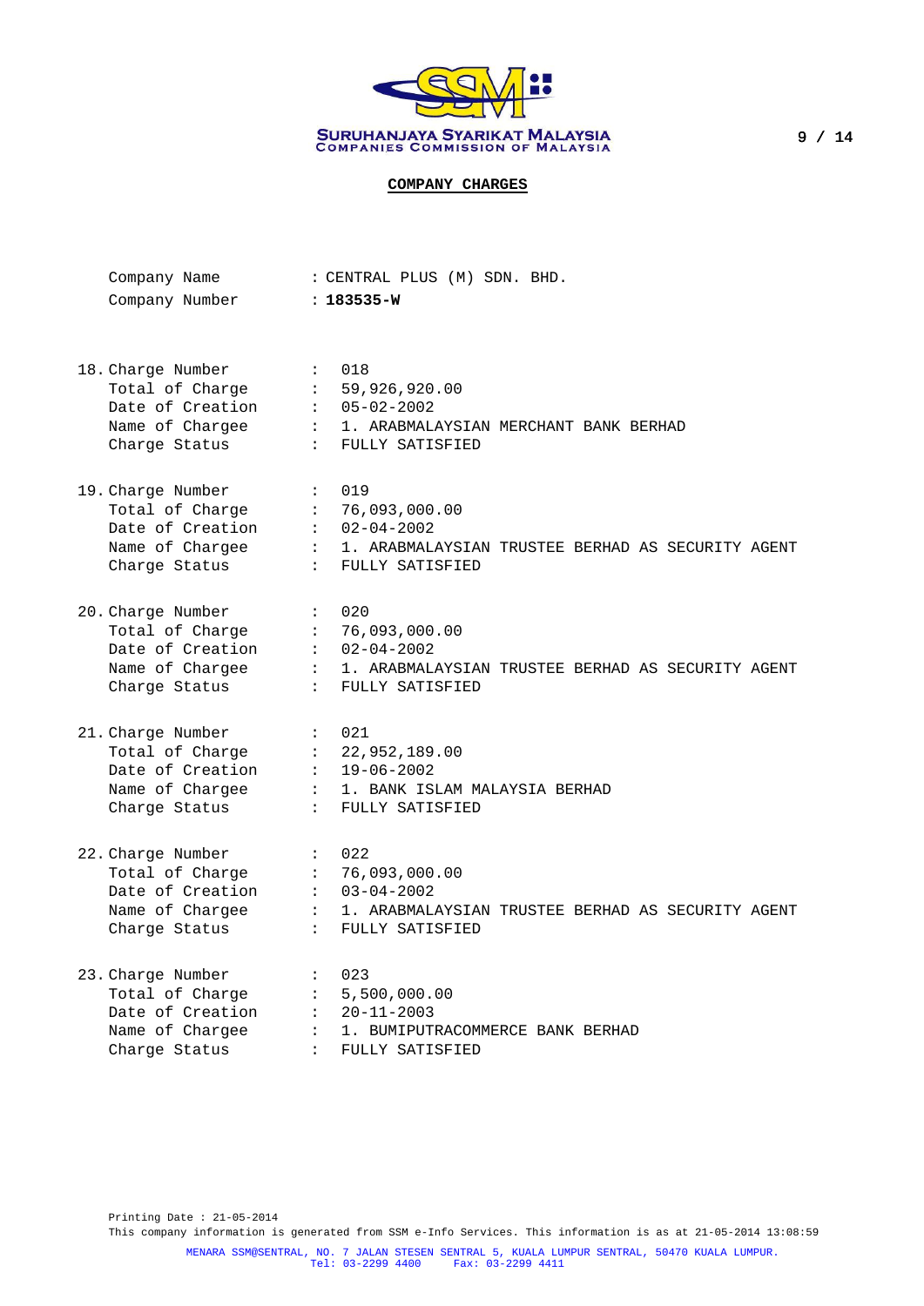SURUHANJAYA SYARIKAT MALAYSIA
COMPANIES COMMISSION OF MALAYSIA

## COMPANY CHARGES

Company Name : CENTRAL PLUS (M) SDN. BHD.
Company Number : **183535-W**

18. Charge Number : 018
    Total of Charge : 59,926,920.00
    Date of Creation : 05-02-2002
    Name of Chargee : 1. ARABMALAYSIAN MERCHANT BANK BERHAD
    Charge Status : FULLY SATISFIED

19. Charge Number : 019
    Total of Charge : 76,093,000.00
    Date of Creation : 02-04-2002
    Name of Chargee : 1. ARABMALAYSIAN TRUSTEE BERHAD AS SECURITY AGENT
    Charge Status : FULLY SATISFIED

20. Charge Number : 020
    Total of Charge : 76,093,000.00
    Date of Creation : 02-04-2002
    Name of Chargee : 1. ARABMALAYSIAN TRUSTEE BERHAD AS SECURITY AGENT
    Charge Status : FULLY SATISFIED

21. Charge Number : 021
    Total of Charge : 22,952,189.00
    Date of Creation : 19-06-2002
    Name of Chargee : 1. BANK ISLAM MALAYSIA BERHAD
    Charge Status : FULLY SATISFIED

22. Charge Number : 022
    Total of Charge : 76,093,000.00
    Date of Creation : 03-04-2002
    Name of Chargee : 1. ARABMALAYSIAN TRUSTEE BERHAD AS SECURITY AGENT
    Charge Status : FULLY SATISFIED

23. Charge Number : 023
    Total of Charge : 5,500,000.00
    Date of Creation : 20-11-2003
    Name of Chargee : 1. BUMIPUTRACOMMERCE BANK BERHAD
    Charge Status : FULLY SATISFIED

Printing Date : 21-05-2014
This company information is generated from SSM e-Info Services. This information is as at 21-05-2014 13:08:59

MENARA SSM@SENTRAL, NO. 7 JALAN STESEN SENTRAL 5, KUALA LUMPUR SENTRAL, 50470 KUALA LUMPUR.
Tel: 03-2299 4400 Fax: 03-2299 4411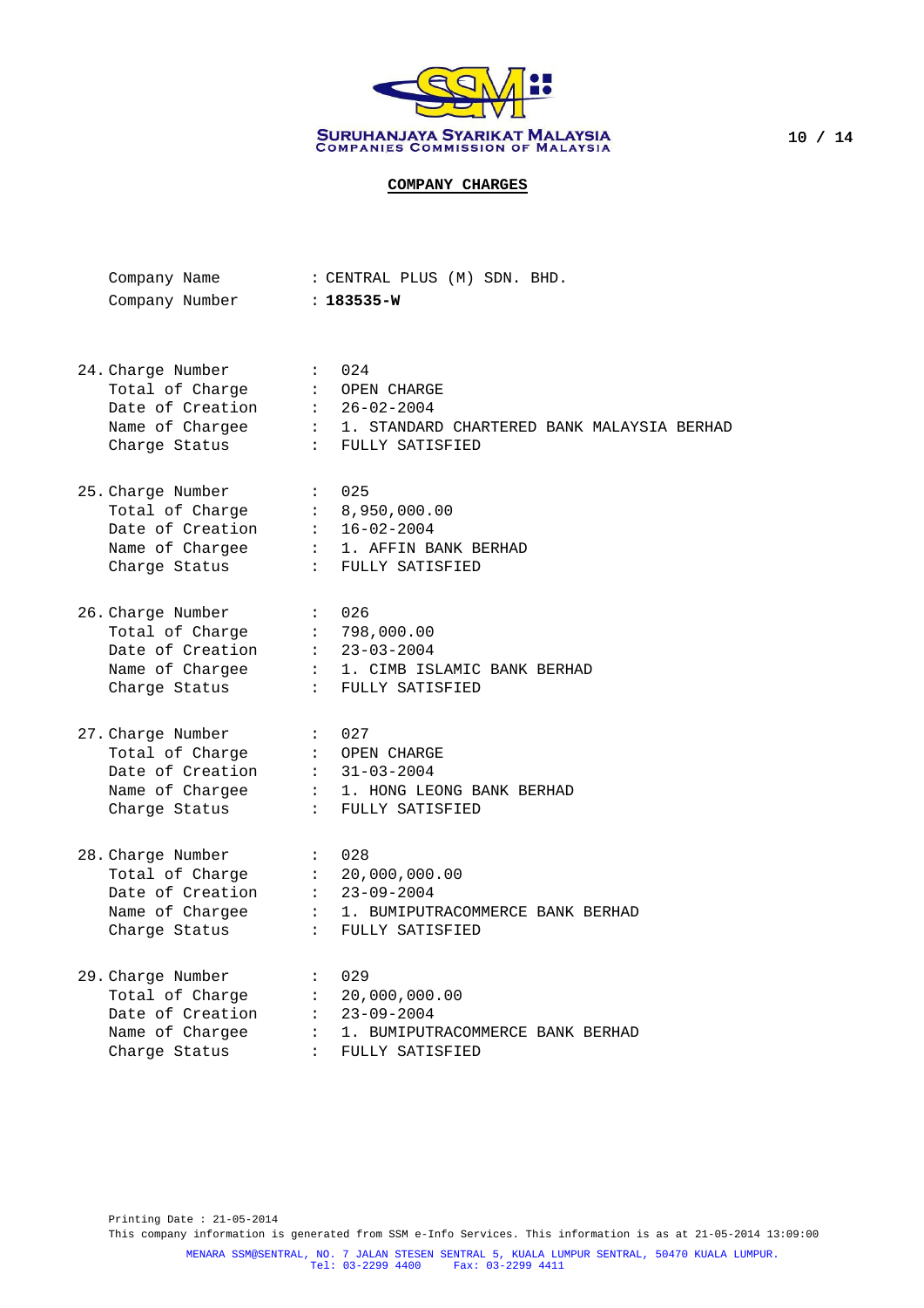SURUHANJAYA SYARIKAT MALAYSIA
COMPANIES COMMISSION OF MALAYSIA

## COMPANY CHARGES

Company Name : CENTRAL PLUS (M) SDN. BHD.
Company Number : **183535-W**

24. Charge Number : 024
    Total of Charge : OPEN CHARGE
    Date of Creation : 26-02-2004
    Name of Chargee : 1. STANDARD CHARTERED BANK MALAYSIA BERHAD
    Charge Status : FULLY SATISFIED

25. Charge Number : 025
    Total of Charge : 8,950,000.00
    Date of Creation : 16-02-2004
    Name of Chargee : 1. AFFIN BANK BERHAD
    Charge Status : FULLY SATISFIED

26. Charge Number : 026
    Total of Charge : 798,000.00
    Date of Creation : 23-03-2004
    Name of Chargee : 1. CIMB ISLAMIC BANK BERHAD
    Charge Status : FULLY SATISFIED

27. Charge Number : 027
    Total of Charge : OPEN CHARGE
    Date of Creation : 31-03-2004
    Name of Chargee : 1. HONG LEONG BANK BERHAD
    Charge Status : FULLY SATISFIED

28. Charge Number : 028
    Total of Charge : 20,000,000.00
    Date of Creation : 23-09-2004
    Name of Chargee : 1. BUMIPUTRACOMMERCE BANK BERHAD
    Charge Status : FULLY SATISFIED

29. Charge Number : 029
    Total of Charge : 20,000,000.00
    Date of Creation : 23-09-2004
    Name of Chargee : 1. BUMIPUTRACOMMERCE BANK BERHAD
    Charge Status : FULLY SATISFIED

Printing Date : 21-05-2014
This company information is generated from SSM e-Info Services. This information is as at 21-05-2014 13:09:00

MENARA SSM@SENTRAL, NO. 7 JALAN STESEN SENTRAL 5, KUALA LUMPUR SENTRAL, 50470 KUALA LUMPUR.
Tel: 03-2299 4400 Fax: 03-2299 4411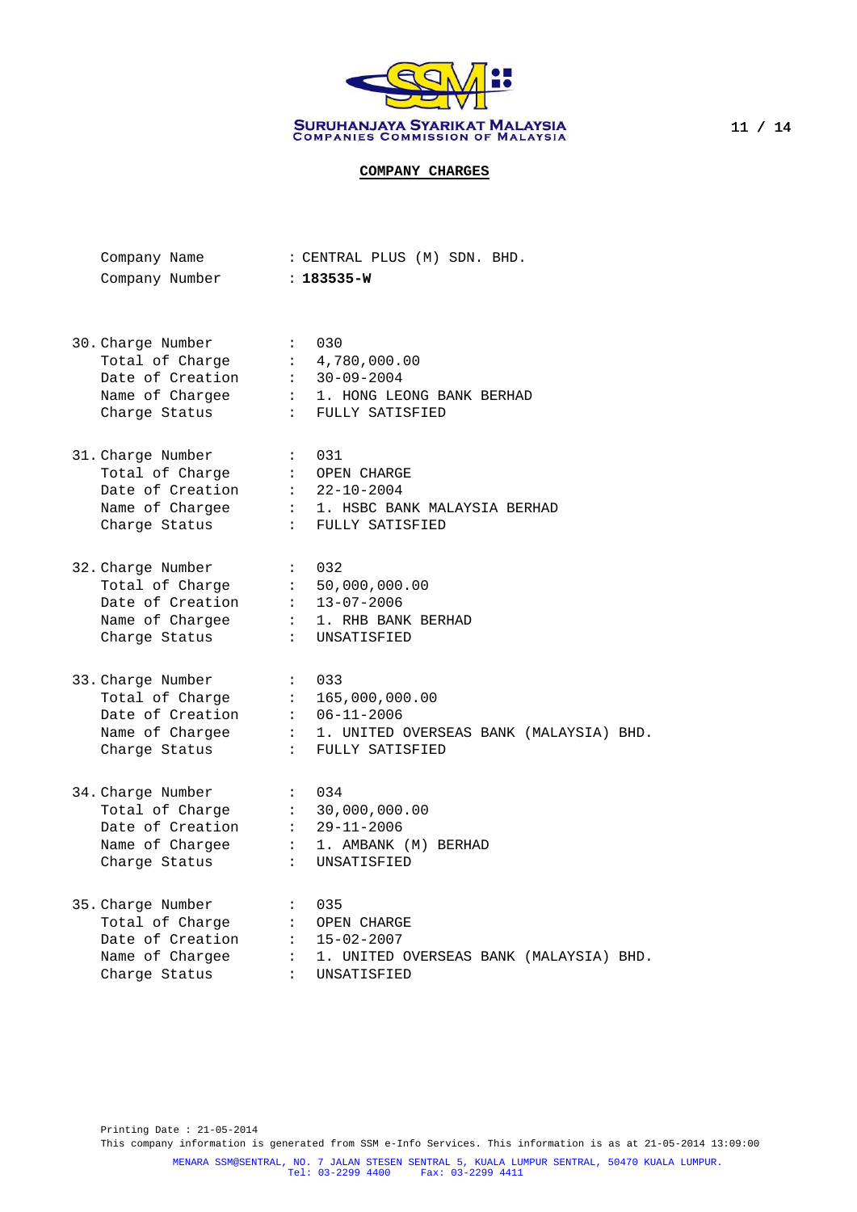SURUHANJAYA SYARIKAT MALAYSIA
COMPANIES COMMISSION OF MALAYSIA

## COMPANY CHARGES

Company Name : CENTRAL PLUS (M) SDN. BHD.
Company Number : **183535-W**

30. Charge Number : 030
    Total of Charge : 4,780,000.00
    Date of Creation : 30-09-2004
    Name of Chargee : 1. HONG LEONG BANK BERHAD
    Charge Status : FULLY SATISFIED

31. Charge Number : 031
    Total of Charge : OPEN CHARGE
    Date of Creation : 22-10-2004
    Name of Chargee : 1. HSBC BANK MALAYSIA BERHAD
    Charge Status : FULLY SATISFIED

32. Charge Number : 032
    Total of Charge : 50,000,000.00
    Date of Creation : 13-07-2006
    Name of Chargee : 1. RHB BANK BERHAD
    Charge Status : UNSATISFIED

33. Charge Number : 033
    Total of Charge : 165,000,000.00
    Date of Creation : 06-11-2006
    Name of Chargee : 1. UNITED OVERSEAS BANK (MALAYSIA) BHD.
    Charge Status : FULLY SATISFIED

34. Charge Number : 034
    Total of Charge : 30,000,000.00
    Date of Creation : 29-11-2006
    Name of Chargee : 1. AMBANK (M) BERHAD
    Charge Status : UNSATISFIED

35. Charge Number : 035
    Total of Charge : OPEN CHARGE
    Date of Creation : 15-02-2007
    Name of Chargee : 1. UNITED OVERSEAS BANK (MALAYSIA) BHD.
    Charge Status : UNSATISFIED

Printing Date : 21-05-2014
This company information is generated from SSM e-Info Services. This information is as at 21-05-2014 13:09:00

MENARA SSM@SENTRAL, NO. 7 JALAN STESEN SENTRAL 5, KUALA LUMPUR SENTRAL, 50470 KUALA LUMPUR.
Tel: 03-2299 4400 Fax: 03-2299 4411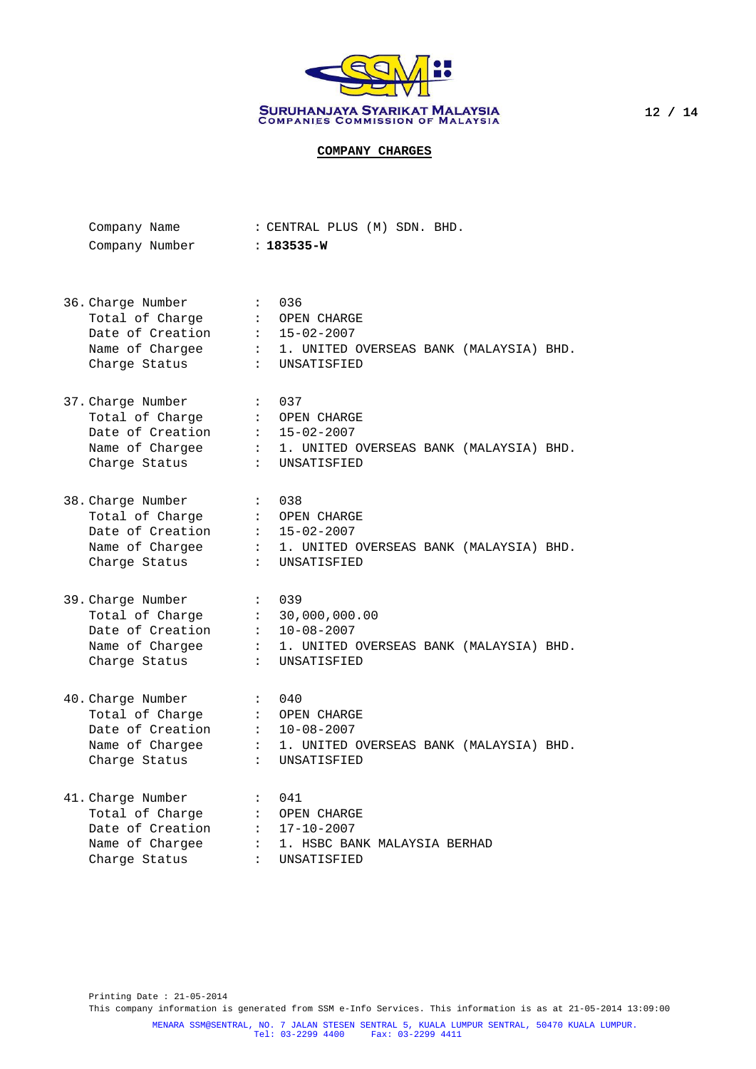SURUHANJAYA SYARIKAT MALAYSIA
COMPANIES COMMISSION OF MALAYSIA

**COMPANY CHARGES**

Company Name : CENTRAL PLUS (M) SDN. BHD.
Company Number : **183535-W**

36. Charge Number : 036
    Total of Charge : OPEN CHARGE
    Date of Creation : 15-02-2007
    Name of Chargee : 1. UNITED OVERSEAS BANK (MALAYSIA) BHD.
    Charge Status : UNSATISFIED

37. Charge Number : 037
    Total of Charge : OPEN CHARGE
    Date of Creation : 15-02-2007
    Name of Chargee : 1. UNITED OVERSEAS BANK (MALAYSIA) BHD.
    Charge Status : UNSATISFIED

38. Charge Number : 038
    Total of Charge : OPEN CHARGE
    Date of Creation : 15-02-2007
    Name of Chargee : 1. UNITED OVERSEAS BANK (MALAYSIA) BHD.
    Charge Status : UNSATISFIED

39. Charge Number : 039
    Total of Charge : 30,000,000.00
    Date of Creation : 10-08-2007
    Name of Chargee : 1. UNITED OVERSEAS BANK (MALAYSIA) BHD.
    Charge Status : UNSATISFIED

40. Charge Number : 040
    Total of Charge : OPEN CHARGE
    Date of Creation : 10-08-2007
    Name of Chargee : 1. UNITED OVERSEAS BANK (MALAYSIA) BHD.
    Charge Status : UNSATISFIED

41. Charge Number : 041
    Total of Charge : OPEN CHARGE
    Date of Creation : 17-10-2007
    Name of Chargee : 1. HSBC BANK MALAYSIA BERHAD
    Charge Status : UNSATISFIED

Printing Date : 21-05-2014
This company information is generated from SSM e-Info Services. This information is as at 21-05-2014 13:09:00

MENARA SSM@SENTRAL, NO. 7 JALAN STESEN SENTRAL 5, KUALA LUMPUR SENTRAL, 50470 KUALA LUMPUR.
Tel: 03-2299 4400 Fax: 03-2299 4411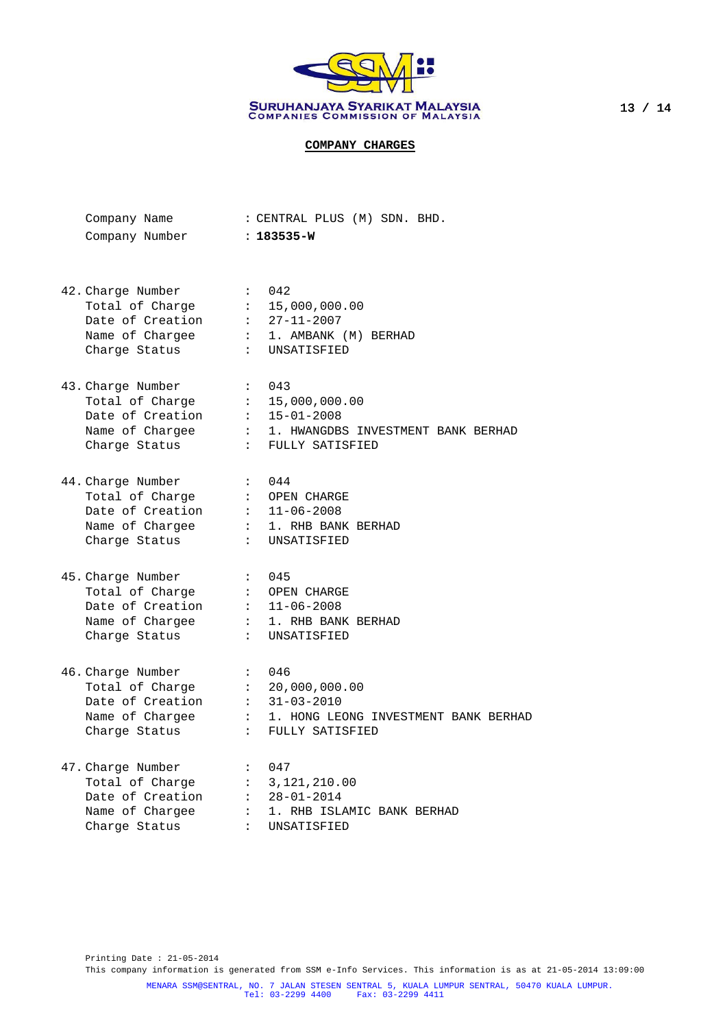SURUHANJAYA SYARIKAT MALAYSIA
COMPANIES COMMISSION OF MALAYSIA

## COMPANY CHARGES

Company Name : CENTRAL PLUS (M) SDN. BHD.
Company Number : **183535-W**

42. Charge Number : 042
    Total of Charge : 15,000,000.00
    Date of Creation : 27-11-2007
    Name of Chargee : 1. AMBANK (M) BERHAD
    Charge Status : UNSATISFIED

43. Charge Number : 043
    Total of Charge : 15,000,000.00
    Date of Creation : 15-01-2008
    Name of Chargee : 1. HWANGDBS INVESTMENT BANK BERHAD
    Charge Status : FULLY SATISFIED

44. Charge Number : 044
    Total of Charge : OPEN CHARGE
    Date of Creation : 11-06-2008
    Name of Chargee : 1. RHB BANK BERHAD
    Charge Status : UNSATISFIED

45. Charge Number : 045
    Total of Charge : OPEN CHARGE
    Date of Creation : 11-06-2008
    Name of Chargee : 1. RHB BANK BERHAD
    Charge Status : UNSATISFIED

46. Charge Number : 046
    Total of Charge : 20,000,000.00
    Date of Creation : 31-03-2010
    Name of Chargee : 1. HONG LEONG INVESTMENT BANK BERHAD
    Charge Status : FULLY SATISFIED

47. Charge Number : 047
    Total of Charge : 3,121,210.00
    Date of Creation : 28-01-2014
    Name of Chargee : 1. RHB ISLAMIC BANK BERHAD
    Charge Status : UNSATISFIED

Printing Date : 21-05-2014
This company information is generated from SSM e-Info Services. This information is as at 21-05-2014 13:09:00

MENARA SSM@SENTRAL, NO. 7 JALAN STESEN SENTRAL 5, KUALA LUMPUR SENTRAL, 50470 KUALA LUMPUR.
Tel: 03-2299 4400 Fax: 03-2299 4411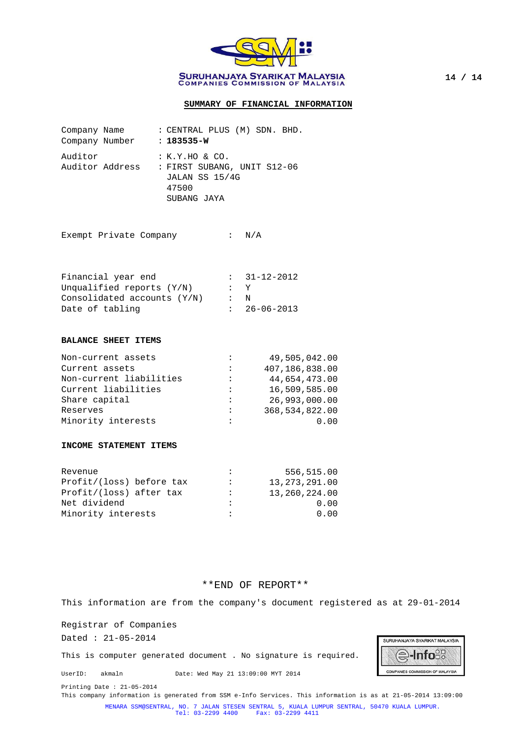SURUHANJAYA SYARIKAT MALAYSIA
COMPANIES COMMISSION OF MALAYSIA

## SUMMARY OF FINANCIAL INFORMATION

| | |
|---|---|
| Company Name | : CENTRAL PLUS (M) SDN. BHD. |
| Company Number | : **183535-W** |
| Auditor | : K.Y.HO & CO. |
| Auditor Address | : FIRST SUBANG, UNIT S12-06<br>JALAN SS 15/4G<br>47500<br>SUBANG JAYA |

| | |
|---|---|
| Exempt Private Company | : N/A |

| | |
|---|---|
| Financial year end | : 31-12-2012 |
| Unqualified reports (Y/N) | : Y |
| Consolidated accounts (Y/N) | : N |
| Date of tabling | : 26-06-2013 |

### BALANCE SHEET ITEMS

| | | |
|---|---|---|
| Non-current assets | : | 49,505,042.00 |
| Current assets | : | 407,186,838.00 |
| Non-current liabilities | : | 44,654,473.00 |
| Current liabilities | : | 16,509,585.00 |
| Share capital | : | 26,993,000.00 |
| Reserves | : | 368,534,822.00 |
| Minority interests | : | 0.00 |

### INCOME STATEMENT ITEMS

| | | |
|---|---|---|
| Revenue | : | 556,515.00 |
| Profit/(loss) before tax | : | 13,273,291.00 |
| Profit/(loss) after tax | : | 13,260,224.00 |
| Net dividend | : | 0.00 |
| Minority interests | : | 0.00 |

**END OF REPORT**

This information are from the company's document registered as at 29-01-2014

Registrar of Companies

Dated : 21-05-2014

This is computer generated document . No signature is required.

SURUHANJAYA SYARIKAT MALAYSIA e-Info COMPANIES COMMISSION OF MALAYSIA

UserID: akmaln Date: Wed May 21 13:09:00 MYT 2014

Printing Date : 21-05-2014

This company information is generated from SSM e-Info Services. This information is as at 21-05-2014 13:09:00

MENARA SSM@SENTRAL, NO. 7 JALAN STESEN SENTRAL 5, KUALA LUMPUR SENTRAL, 50470 KUALA LUMPUR.
Tel: 03-2299 4400 Fax: 03-2299 4411